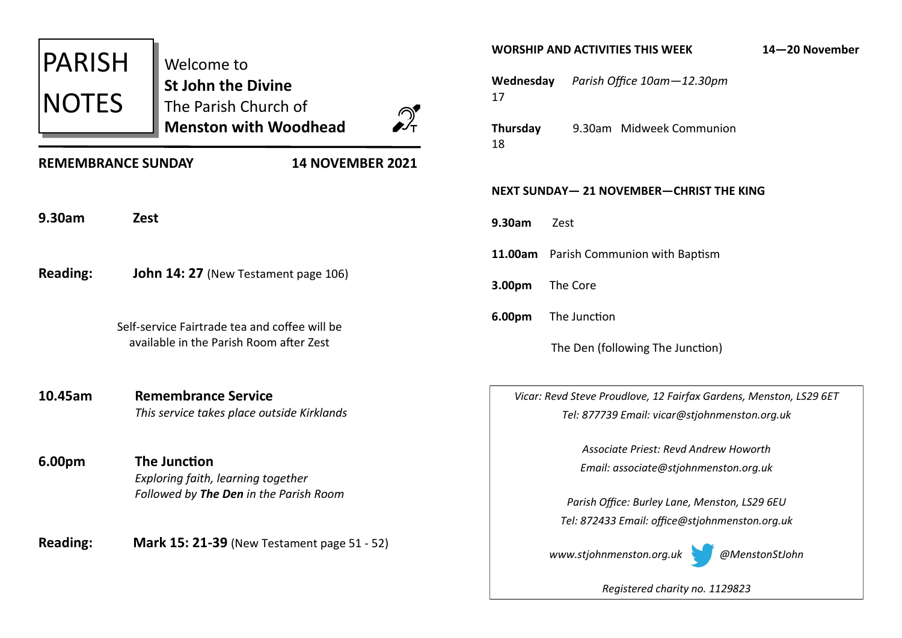# PARISH NOTES

Welcome to
**St John the Divine**
The Parish Church of
**Menston with Woodhead**

**REMEMBRANCE SUNDAY** **14 NOVEMBER 2021**

**9.30am** **Zest**

**Reading:** **John 14: 27** (New Testament page 106)

Self-service Fairtrade tea and coffee will be available in the Parish Room after Zest

**10.45am** **Remembrance Service**
*This service takes place outside Kirklands*

**6.00pm** **The Junction**
*Exploring faith, learning together*
*Followed by* ***The Den*** *in the Parish Room*

**Reading:** **Mark 15: 21-39** (New Testament page 51 - 52)

**WORSHIP AND ACTIVITIES THIS WEEK** **14—20 November**

**Wednesday** 17 *Parish Office 10am—12.30pm*

**Thursday** 18 9.30am Midweek Communion

**NEXT SUNDAY— 21 NOVEMBER—CHRIST THE KING**

**9.30am** Zest

**11.00am** Parish Communion with Baptism

**3.00pm** The Core

**6.00pm** The Junction

The Den (following The Junction)

*Vicar: Revd Steve Proudlove, 12 Fairfax Gardens, Menston, LS29 6ET*
*Tel: 877739 Email: vicar@stjohnmenston.org.uk*

*Associate Priest: Revd Andrew Howorth*
*Email: associate@stjohnmenston.org.uk*

*Parish Office: Burley Lane, Menston, LS29 6EU*
*Tel: 872433 Email: office@stjohnmenston.org.uk*

*www.stjohnmenston.org.uk* *@MenstonStJohn*

*Registered charity no. 1129823*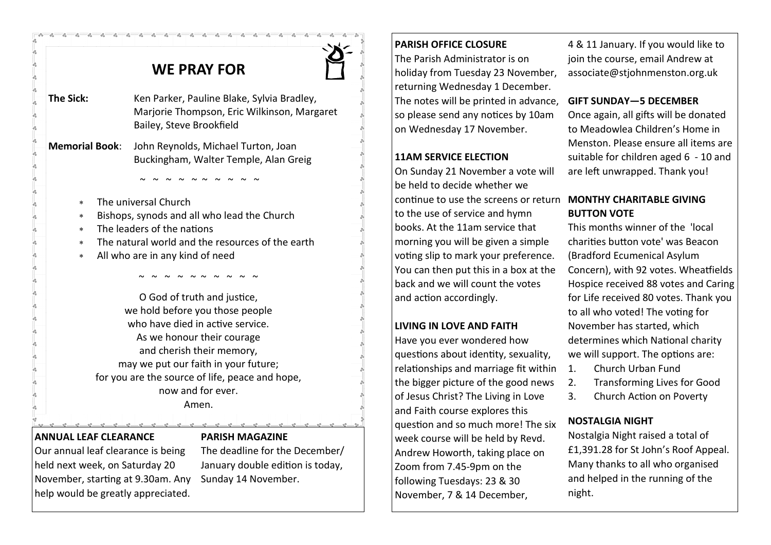## WE PRAY FOR

**The Sick:** Ken Parker, Pauline Blake, Sylvia Bradley, Marjorie Thompson, Eric Wilkinson, Margaret Bailey, Steve Brookfield

**Memorial Book**: John Reynolds, Michael Turton, Joan Buckingham, Walter Temple, Alan Greig

~ ~ ~ ~ ~ ~ ~ ~ ~ ~

- The universal Church
- Bishops, synods and all who lead the Church
- The leaders of the nations
- The natural world and the resources of the earth
- All who are in any kind of need

~ ~ ~ ~ ~ ~ ~ ~ ~ ~

O God of truth and justice,
we hold before you those people
who have died in active service.
As we honour their courage
and cherish their memory,
may we put our faith in your future;
for you are the source of life, peace and hope,
now and for ever.
Amen.

**ANNUAL LEAF CLEARANCE**

Our annual leaf clearance is being held next week, on Saturday 20 November, starting at 9.30am. Any help would be greatly appreciated.

**PARISH MAGAZINE**

The deadline for the December/ January double edition is today, Sunday 14 November.

**PARISH OFFICE CLOSURE**

The Parish Administrator is on holiday from Tuesday 23 November, returning Wednesday 1 December. The notes will be printed in advance, so please send any notices by 10am on Wednesday 17 November.

**11AM SERVICE ELECTION**

On Sunday 21 November a vote will be held to decide whether we continue to use the screens or return to the use of service and hymn books. At the 11am service that morning you will be given a simple voting slip to mark your preference. You can then put this in a box at the back and we will count the votes and action accordingly.

**LIVING IN LOVE AND FAITH**

Have you ever wondered how questions about identity, sexuality, relationships and marriage fit within the bigger picture of the good news of Jesus Christ? The Living in Love and Faith course explores this question and so much more! The six week course will be held by Revd. Andrew Howorth, taking place on Zoom from 7.45-9pm on the following Tuesdays: 23 & 30 November, 7 & 14 December, 4 & 11 January. If you would like to join the course, email Andrew at associate@stjohnmenston.org.uk

**GIFT SUNDAY—5 DECEMBER**

Once again, all gifts will be donated to Meadowlea Children's Home in Menston. Please ensure all items are suitable for children aged 6 - 10 and are left unwrapped. Thank you!

**MONTHY CHARITABLE GIVING BUTTON VOTE**

This months winner of the 'local charities button vote' was Beacon (Bradford Ecumenical Asylum Concern), with 92 votes. Wheatfields Hospice received 88 votes and Caring for Life received 80 votes. Thank you to all who voted! The voting for November has started, which determines which National charity we will support. The options are:

1. Church Urban Fund
2. Transforming Lives for Good
3. Church Action on Poverty

**NOSTALGIA NIGHT**

Nostalgia Night raised a total of £1,391.28 for St John's Roof Appeal. Many thanks to all who organised and helped in the running of the night.